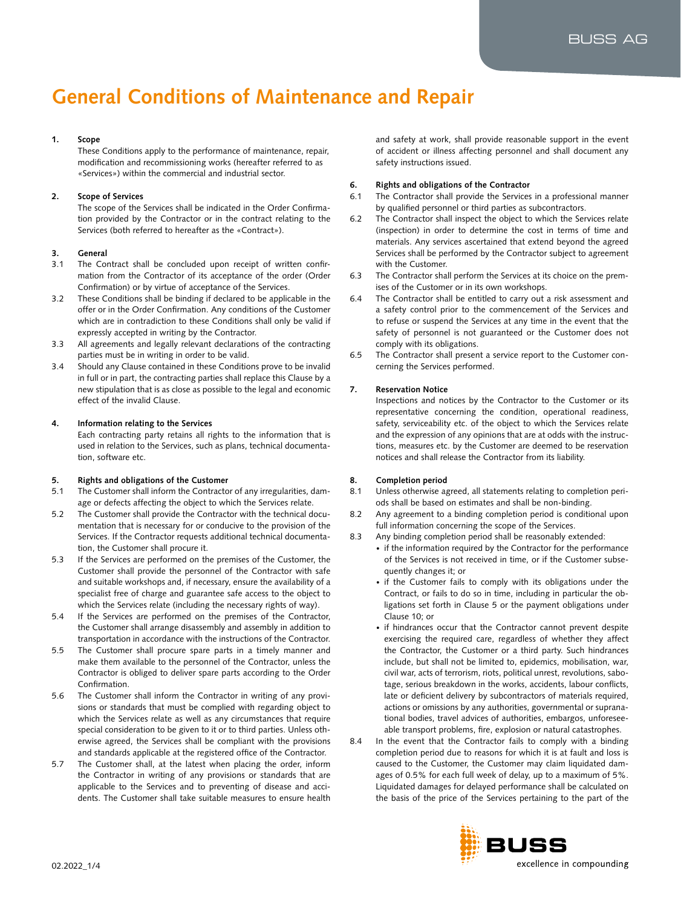# General Conditions of Maintenance and Repair

## 1. Scope

These Conditions apply to the performance of maintenance, repair, modification and recommissioning works (hereafter referred to as «Services») within the commercial and industrial sector.

## 2. Scope of Services

The scope of the Services shall be indicated in the Order Confirmation provided by the Contractor or in the contract relating to the Services (both referred to hereafter as the «Contract»).

## 3. General

3.1 The Contract shall be concluded upon receipt of written confirmation from the Contractor of its acceptance of the order (Order Confirmation) or by virtue of acceptance of the Services.

3.2 These Conditions shall be binding if declared to be applicable in the offer or in the Order Confirmation. Any conditions of the Customer which are in contradiction to these Conditions shall only be valid if expressly accepted in writing by the Contractor.

3.3 All agreements and legally relevant declarations of the contracting parties must be in writing in order to be valid.

3.4 Should any Clause contained in these Conditions prove to be invalid in full or in part, the contracting parties shall replace this Clause by a new stipulation that is as close as possible to the legal and economic effect of the invalid Clause.

## 4. Information relating to the Services

Each contracting party retains all rights to the information that is used in relation to the Services, such as plans, technical documentation, software etc.

## 5. Rights and obligations of the Customer

5.1 The Customer shall inform the Contractor of any irregularities, damage or defects affecting the object to which the Services relate.

5.2 The Customer shall provide the Contractor with the technical documentation that is necessary for or conducive to the provision of the Services. If the Contractor requests additional technical documentation, the Customer shall procure it.

5.3 If the Services are performed on the premises of the Customer, the Customer shall provide the personnel of the Contractor with safe and suitable workshops and, if necessary, ensure the availability of a specialist free of charge and guarantee safe access to the object to which the Services relate (including the necessary rights of way).

5.4 If the Services are performed on the premises of the Contractor, the Customer shall arrange disassembly and assembly in addition to transportation in accordance with the instructions of the Contractor.

5.5 The Customer shall procure spare parts in a timely manner and make them available to the personnel of the Contractor, unless the Contractor is obliged to deliver spare parts according to the Order Confirmation.

5.6 The Customer shall inform the Contractor in writing of any provisions or standards that must be complied with regarding object to which the Services relate as well as any circumstances that require special consideration to be given to it or to third parties. Unless otherwise agreed, the Services shall be compliant with the provisions and standards applicable at the registered office of the Contractor.

5.7 The Customer shall, at the latest when placing the order, inform the Contractor in writing of any provisions or standards that are applicable to the Services and to preventing of disease and accidents. The Customer shall take suitable measures to ensure health and safety at work, shall provide reasonable support in the event of accident or illness affecting personnel and shall document any safety instructions issued.

## 6. Rights and obligations of the Contractor

6.1 The Contractor shall provide the Services in a professional manner by qualified personnel or third parties as subcontractors.

6.2 The Contractor shall inspect the object to which the Services relate (inspection) in order to determine the cost in terms of time and materials. Any services ascertained that extend beyond the agreed Services shall be performed by the Contractor subject to agreement with the Customer.

6.3 The Contractor shall perform the Services at its choice on the premises of the Customer or in its own workshops.

6.4 The Contractor shall be entitled to carry out a risk assessment and a safety control prior to the commencement of the Services and to refuse or suspend the Services at any time in the event that the safety of personnel is not guaranteed or the Customer does not comply with its obligations.

6.5 The Contractor shall present a service report to the Customer concerning the Services performed.

## 7. Reservation Notice

Inspections and notices by the Contractor to the Customer or its representative concerning the condition, operational readiness, safety, serviceability etc. of the object to which the Services relate and the expression of any opinions that are at odds with the instructions, measures etc. by the Customer are deemed to be reservation notices and shall release the Contractor from its liability.

## 8. Completion period

8.1 Unless otherwise agreed, all statements relating to completion periods shall be based on estimates and shall be non-binding.

8.2 Any agreement to a binding completion period is conditional upon full information concerning the scope of the Services.

8.3 Any binding completion period shall be reasonably extended:

- if the information required by the Contractor for the performance of the Services is not received in time, or if the Customer subsequently changes it; or
- if the Customer fails to comply with its obligations under the Contract, or fails to do so in time, including in particular the obligations set forth in Clause 5 or the payment obligations under Clause 10; or
- if hindrances occur that the Contractor cannot prevent despite exercising the required care, regardless of whether they affect the Contractor, the Customer or a third party. Such hindrances include, but shall not be limited to, epidemics, mobilisation, war, civil war, acts of terrorism, riots, political unrest, revolutions, sabotage, serious breakdown in the works, accidents, labour conflicts, late or deficient delivery by subcontractors of materials required, actions or omissions by any authorities, governmental or supranational bodies, travel advices of authorities, embargos, unforeseeable transport problems, fire, explosion or natural catastrophes.

8.4 In the event that the Contractor fails to comply with a binding completion period due to reasons for which it is at fault and loss is caused to the Customer, the Customer may claim liquidated damages of 0.5% for each full week of delay, up to a maximum of 5%. Liquidated damages for delayed performance shall be calculated on the basis of the price of the Services pertaining to the part of the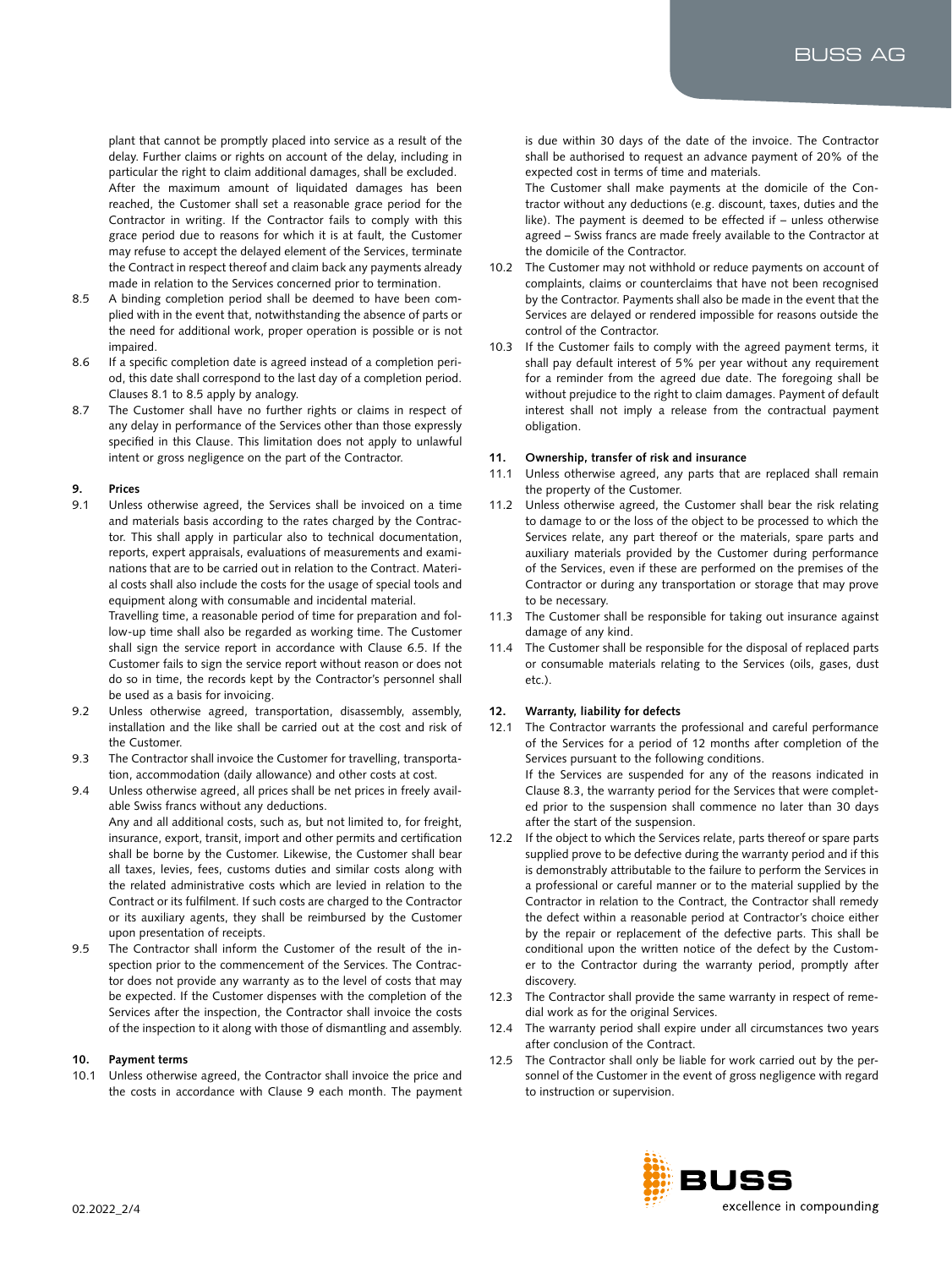plant that cannot be promptly placed into service as a result of the delay. Further claims or rights on account of the delay, including in particular the right to claim additional damages, shall be excluded.

After the maximum amount of liquidated damages has been reached, the Customer shall set a reasonable grace period for the Contractor in writing. If the Contractor fails to comply with this grace period due to reasons for which it is at fault, the Customer may refuse to accept the delayed element of the Services, terminate the Contract in respect thereof and claim back any payments already made in relation to the Services concerned prior to termination.

8.5 A binding completion period shall be deemed to have been complied with in the event that, notwithstanding the absence of parts or the need for additional work, proper operation is possible or is not impaired.

8.6 If a specific completion date is agreed instead of a completion period, this date shall correspond to the last day of a completion period. Clauses 8.1 to 8.5 apply by analogy.

8.7 The Customer shall have no further rights or claims in respect of any delay in performance of the Services other than those expressly specified in this Clause. This limitation does not apply to unlawful intent or gross negligence on the part of the Contractor.

### 9. Prices

9.1 Unless otherwise agreed, the Services shall be invoiced on a time and materials basis according to the rates charged by the Contractor. This shall apply in particular also to technical documentation, reports, expert appraisals, evaluations of measurements and examinations that are to be carried out in relation to the Contract. Material costs shall also include the costs for the usage of special tools and equipment along with consumable and incidental material.

Travelling time, a reasonable period of time for preparation and follow-up time shall also be regarded as working time. The Customer shall sign the service report in accordance with Clause 6.5. If the Customer fails to sign the service report without reason or does not do so in time, the records kept by the Contractor's personnel shall be used as a basis for invoicing.

9.2 Unless otherwise agreed, transportation, disassembly, assembly, installation and the like shall be carried out at the cost and risk of the Customer.

9.3 The Contractor shall invoice the Customer for travelling, transportation, accommodation (daily allowance) and other costs at cost.

9.4 Unless otherwise agreed, all prices shall be net prices in freely available Swiss francs without any deductions.

Any and all additional costs, such as, but not limited to, for freight, insurance, export, transit, import and other permits and certification shall be borne by the Customer. Likewise, the Customer shall bear all taxes, levies, fees, customs duties and similar costs along with the related administrative costs which are levied in relation to the Contract or its fulfilment. If such costs are charged to the Contractor or its auxiliary agents, they shall be reimbursed by the Customer upon presentation of receipts.

9.5 The Contractor shall inform the Customer of the result of the inspection prior to the commencement of the Services. The Contractor does not provide any warranty as to the level of costs that may be expected. If the Customer dispenses with the completion of the Services after the inspection, the Contractor shall invoice the costs of the inspection to it along with those of dismantling and assembly.

### 10. Payment terms

10.1 Unless otherwise agreed, the Contractor shall invoice the price and the costs in accordance with Clause 9 each month. The payment is due within 30 days of the date of the invoice. The Contractor shall be authorised to request an advance payment of 20% of the expected cost in terms of time and materials.

The Customer shall make payments at the domicile of the Contractor without any deductions (e.g. discount, taxes, duties and the like). The payment is deemed to be effected if – unless otherwise agreed – Swiss francs are made freely available to the Contractor at the domicile of the Contractor.

10.2 The Customer may not withhold or reduce payments on account of complaints, claims or counterclaims that have not been recognised by the Contractor. Payments shall also be made in the event that the Services are delayed or rendered impossible for reasons outside the control of the Contractor.

10.3 If the Customer fails to comply with the agreed payment terms, it shall pay default interest of 5% per year without any requirement for a reminder from the agreed due date. The foregoing shall be without prejudice to the right to claim damages. Payment of default interest shall not imply a release from the contractual payment obligation.

### 11. Ownership, transfer of risk and insurance

11.1 Unless otherwise agreed, any parts that are replaced shall remain the property of the Customer.

11.2 Unless otherwise agreed, the Customer shall bear the risk relating to damage to or the loss of the object to be processed to which the Services relate, any part thereof or the materials, spare parts and auxiliary materials provided by the Customer during performance of the Services, even if these are performed on the premises of the Contractor or during any transportation or storage that may prove to be necessary.

11.3 The Customer shall be responsible for taking out insurance against damage of any kind.

11.4 The Customer shall be responsible for the disposal of replaced parts or consumable materials relating to the Services (oils, gases, dust etc.).

### 12. Warranty, liability for defects

12.1 The Contractor warrants the professional and careful performance of the Services for a period of 12 months after completion of the Services pursuant to the following conditions.

If the Services are suspended for any of the reasons indicated in Clause 8.3, the warranty period for the Services that were completed prior to the suspension shall commence no later than 30 days after the start of the suspension.

12.2 If the object to which the Services relate, parts thereof or spare parts supplied prove to be defective during the warranty period and if this is demonstrably attributable to the failure to perform the Services in a professional or careful manner or to the material supplied by the Contractor in relation to the Contract, the Contractor shall remedy the defect within a reasonable period at Contractor's choice either by the repair or replacement of the defective parts. This shall be conditional upon the written notice of the defect by the Customer to the Contractor during the warranty period, promptly after discovery.

12.3 The Contractor shall provide the same warranty in respect of remedial work as for the original Services.

12.4 The warranty period shall expire under all circumstances two years after conclusion of the Contract.

12.5 The Contractor shall only be liable for work carried out by the personnel of the Customer in the event of gross negligence with regard to instruction or supervision.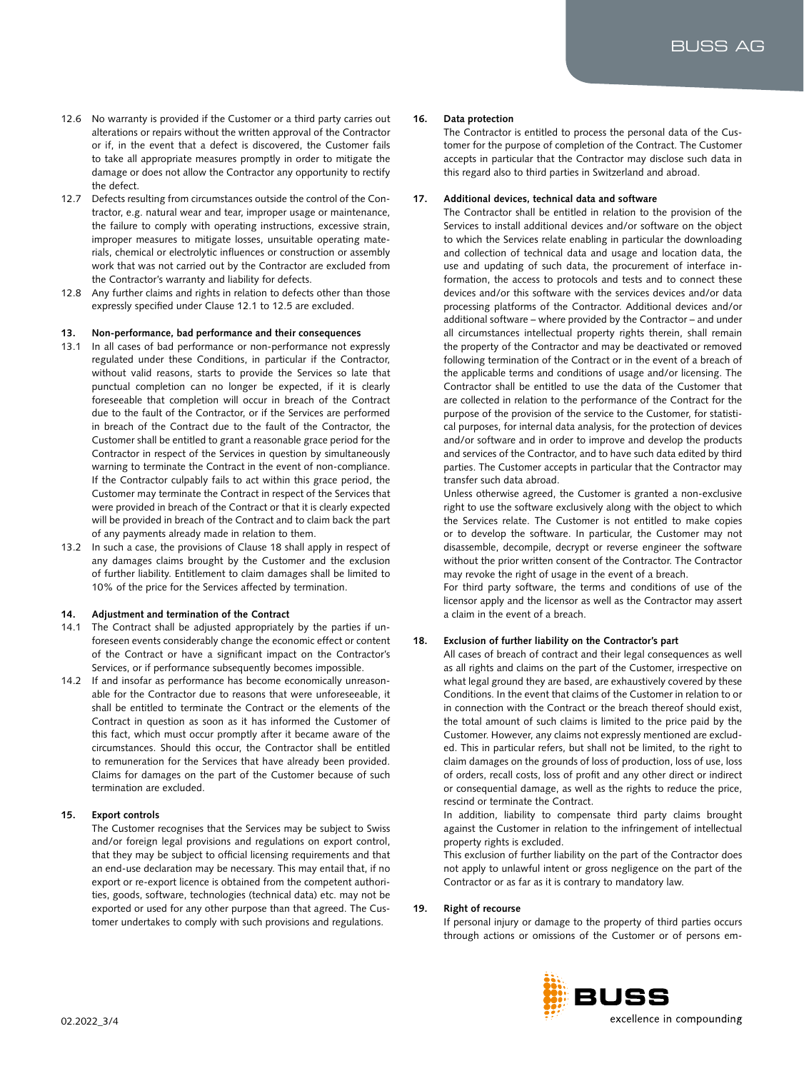12.6 No warranty is provided if the Customer or a third party carries out alterations or repairs without the written approval of the Contractor or if, in the event that a defect is discovered, the Customer fails to take all appropriate measures promptly in order to mitigate the damage or does not allow the Contractor any opportunity to rectify the defect.

12.7 Defects resulting from circumstances outside the control of the Contractor, e.g. natural wear and tear, improper usage or maintenance, the failure to comply with operating instructions, excessive strain, improper measures to mitigate losses, unsuitable operating materials, chemical or electrolytic influences or construction or assembly work that was not carried out by the Contractor are excluded from the Contractor's warranty and liability for defects.

12.8 Any further claims and rights in relation to defects other than those expressly specified under Clause 12.1 to 12.5 are excluded.

## 13. Non-performance, bad performance and their consequences

13.1 In all cases of bad performance or non-performance not expressly regulated under these Conditions, in particular if the Contractor, without valid reasons, starts to provide the Services so late that punctual completion can no longer be expected, if it is clearly foreseeable that completion will occur in breach of the Contract due to the fault of the Contractor, or if the Services are performed in breach of the Contract due to the fault of the Contractor, the Customer shall be entitled to grant a reasonable grace period for the Contractor in respect of the Services in question by simultaneously warning to terminate the Contract in the event of non-compliance. If the Contractor culpably fails to act within this grace period, the Customer may terminate the Contract in respect of the Services that were provided in breach of the Contract or that it is clearly expected will be provided in breach of the Contract and to claim back the part of any payments already made in relation to them.

13.2 In such a case, the provisions of Clause 18 shall apply in respect of any damages claims brought by the Customer and the exclusion of further liability. Entitlement to claim damages shall be limited to 10% of the price for the Services affected by termination.

## 14. Adjustment and termination of the Contract

14.1 The Contract shall be adjusted appropriately by the parties if unforeseen events considerably change the economic effect or content of the Contract or have a significant impact on the Contractor's Services, or if performance subsequently becomes impossible.

14.2 If and insofar as performance has become economically unreasonable for the Contractor due to reasons that were unforeseeable, it shall be entitled to terminate the Contract or the elements of the Contract in question as soon as it has informed the Customer of this fact, which must occur promptly after it became aware of the circumstances. Should this occur, the Contractor shall be entitled to remuneration for the Services that have already been provided. Claims for damages on the part of the Customer because of such termination are excluded.

## 15. Export controls

The Customer recognises that the Services may be subject to Swiss and/or foreign legal provisions and regulations on export control, that they may be subject to official licensing requirements and that an end-use declaration may be necessary. This may entail that, if no export or re-export licence is obtained from the competent authorities, goods, software, technologies (technical data) etc. may not be exported or used for any other purpose than that agreed. The Customer undertakes to comply with such provisions and regulations.

## 16. Data protection

The Contractor is entitled to process the personal data of the Customer for the purpose of completion of the Contract. The Customer accepts in particular that the Contractor may disclose such data in this regard also to third parties in Switzerland and abroad.

## 17. Additional devices, technical data and software

The Contractor shall be entitled in relation to the provision of the Services to install additional devices and/or software on the object to which the Services relate enabling in particular the downloading and collection of technical data and usage and location data, the use and updating of such data, the procurement of interface information, the access to protocols and tests and to connect these devices and/or this software with the services devices and/or data processing platforms of the Contractor. Additional devices and/or additional software – where provided by the Contractor – and under all circumstances intellectual property rights therein, shall remain the property of the Contractor and may be deactivated or removed following termination of the Contract or in the event of a breach of the applicable terms and conditions of usage and/or licensing. The Contractor shall be entitled to use the data of the Customer that are collected in relation to the performance of the Contract for the purpose of the provision of the service to the Customer, for statistical purposes, for internal data analysis, for the protection of devices and/or software and in order to improve and develop the products and services of the Contractor, and to have such data edited by third parties. The Customer accepts in particular that the Contractor may transfer such data abroad.

Unless otherwise agreed, the Customer is granted a non-exclusive right to use the software exclusively along with the object to which the Services relate. The Customer is not entitled to make copies or to develop the software. In particular, the Customer may not disassemble, decompile, decrypt or reverse engineer the software without the prior written consent of the Contractor. The Contractor may revoke the right of usage in the event of a breach.

For third party software, the terms and conditions of use of the licensor apply and the licensor as well as the Contractor may assert a claim in the event of a breach.

## 18. Exclusion of further liability on the Contractor's part

All cases of breach of contract and their legal consequences as well as all rights and claims on the part of the Customer, irrespective on what legal ground they are based, are exhaustively covered by these Conditions. In the event that claims of the Customer in relation to or in connection with the Contract or the breach thereof should exist, the total amount of such claims is limited to the price paid by the Customer. However, any claims not expressly mentioned are excluded. This in particular refers, but shall not be limited, to the right to claim damages on the grounds of loss of production, loss of use, loss of orders, recall costs, loss of profit and any other direct or indirect or consequential damage, as well as the rights to reduce the price, rescind or terminate the Contract.

In addition, liability to compensate third party claims brought against the Customer in relation to the infringement of intellectual property rights is excluded.

This exclusion of further liability on the part of the Contractor does not apply to unlawful intent or gross negligence on the part of the Contractor or as far as it is contrary to mandatory law.

## 19. Right of recourse

If personal injury or damage to the property of third parties occurs through actions or omissions of the Customer or of persons em-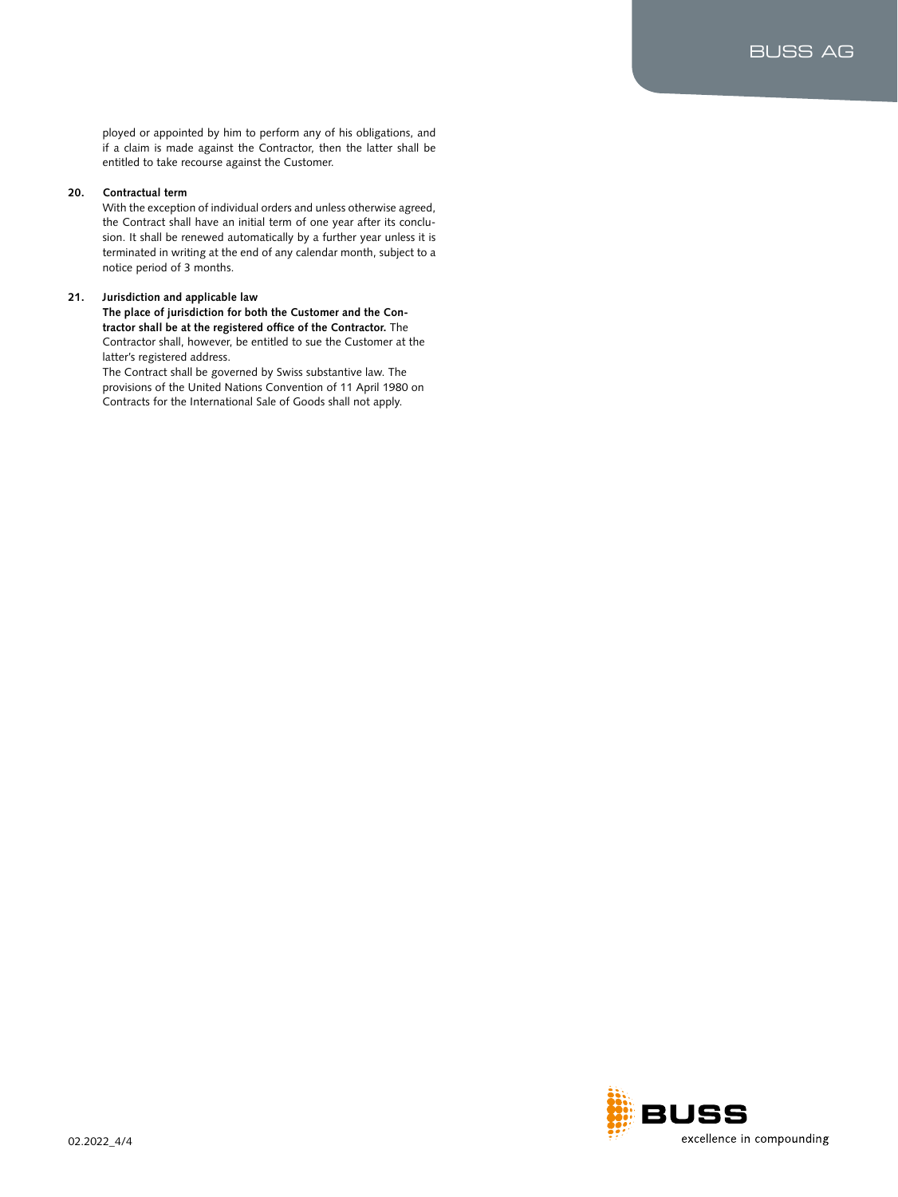ployed or appointed by him to perform any of his obligations, and if a claim is made against the Contractor, then the latter shall be entitled to take recourse against the Customer.

**20. Contractual term**

With the exception of individual orders and unless otherwise agreed, the Contract shall have an initial term of one year after its conclusion. It shall be renewed automatically by a further year unless it is terminated in writing at the end of any calendar month, subject to a notice period of 3 months.

**21. Jurisdiction and applicable law**

**The place of jurisdiction for both the Customer and the Contractor shall be at the registered office of the Contractor.** The Contractor shall, however, be entitled to sue the Customer at the latter's registered address.

The Contract shall be governed by Swiss substantive law. The provisions of the United Nations Convention of 11 April 1980 on Contracts for the International Sale of Goods shall not apply.